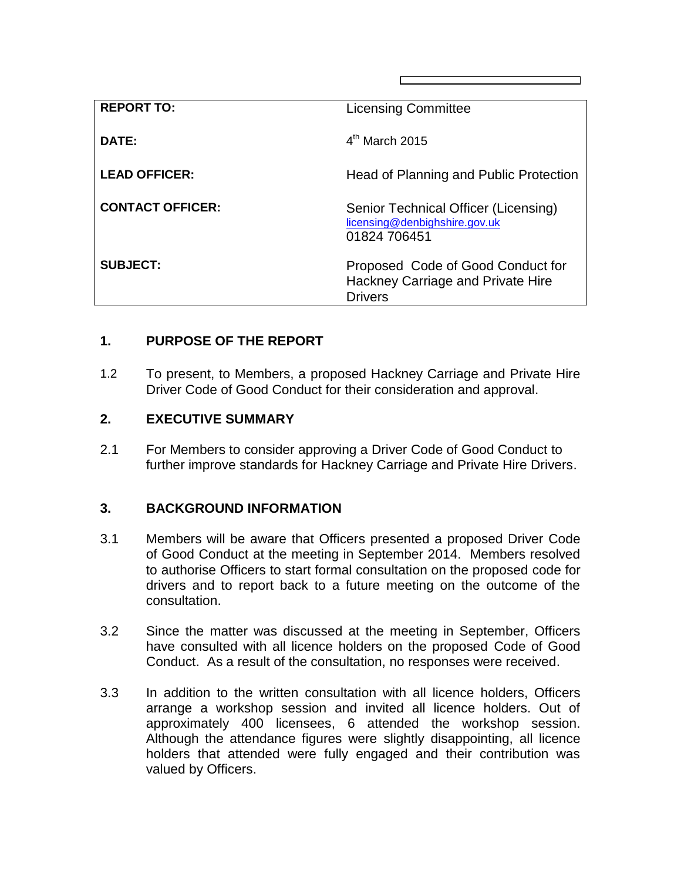| REPORT TO: | Licensing Committee |
|---|---|
| DATE: | 4th March 2015 |
| LEAD OFFICER: | Head of Planning and Public Protection |
| CONTACT OFFICER: | Senior Technical Officer (Licensing)<br>licensing@denbighshire.gov.uk<br>01824 706451 |
| SUBJECT: | Proposed Code of Good Conduct for Hackney Carriage and Private Hire Drivers |

## 1. PURPOSE OF THE REPORT

1.2 To present, to Members, a proposed Hackney Carriage and Private Hire Driver Code of Good Conduct for their consideration and approval.

## 2. EXECUTIVE SUMMARY

2.1 For Members to consider approving a Driver Code of Good Conduct to further improve standards for Hackney Carriage and Private Hire Drivers.

## 3. BACKGROUND INFORMATION

3.1 Members will be aware that Officers presented a proposed Driver Code of Good Conduct at the meeting in September 2014. Members resolved to authorise Officers to start formal consultation on the proposed code for drivers and to report back to a future meeting on the outcome of the consultation.

3.2 Since the matter was discussed at the meeting in September, Officers have consulted with all licence holders on the proposed Code of Good Conduct. As a result of the consultation, no responses were received.

3.3 In addition to the written consultation with all licence holders, Officers arrange a workshop session and invited all licence holders. Out of approximately 400 licensees, 6 attended the workshop session. Although the attendance figures were slightly disappointing, all licence holders that attended were fully engaged and their contribution was valued by Officers.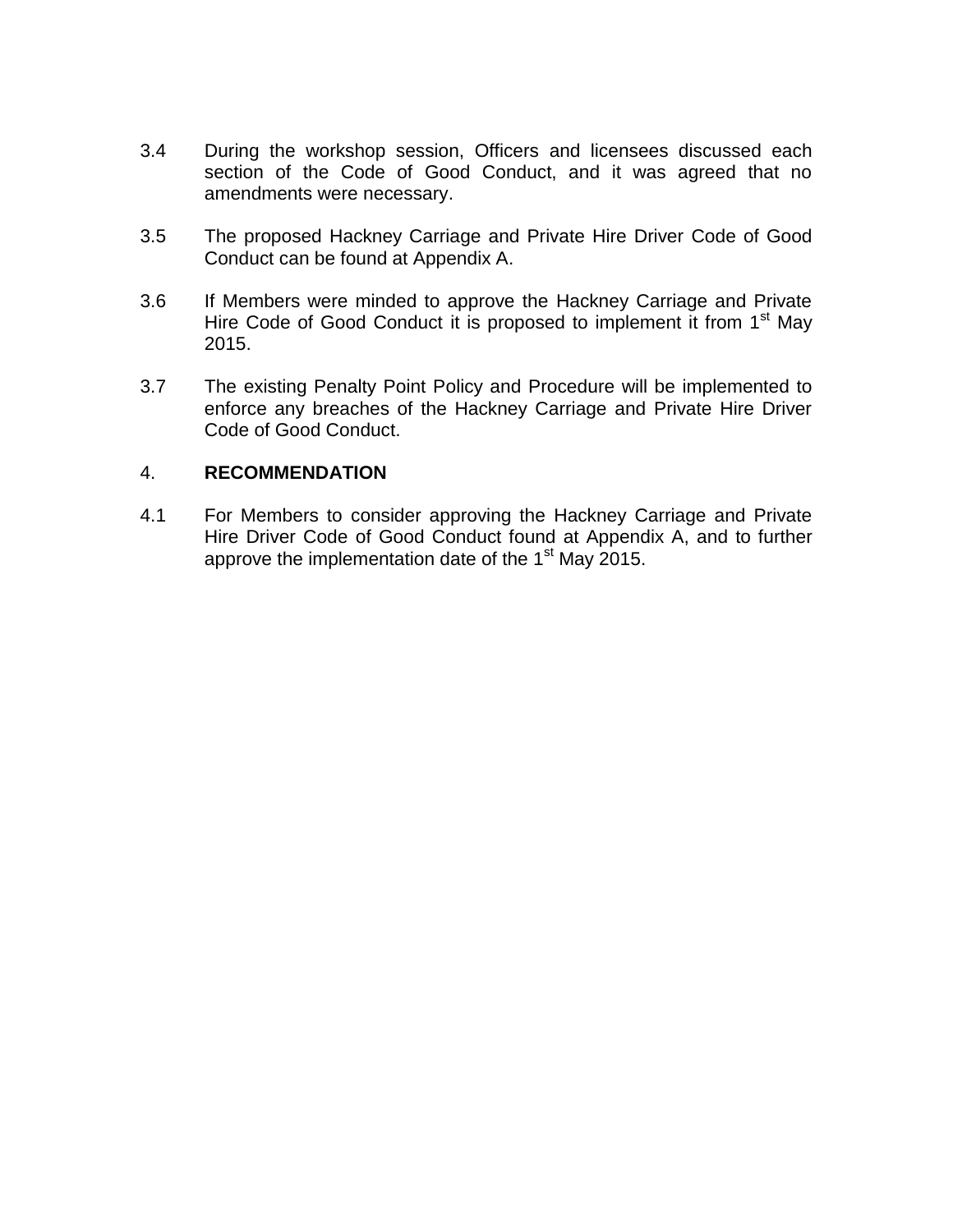3.4 During the workshop session, Officers and licensees discussed each section of the Code of Good Conduct, and it was agreed that no amendments were necessary.

3.5 The proposed Hackney Carriage and Private Hire Driver Code of Good Conduct can be found at Appendix A.

3.6 If Members were minded to approve the Hackney Carriage and Private Hire Code of Good Conduct it is proposed to implement it from 1st May 2015.

3.7 The existing Penalty Point Policy and Procedure will be implemented to enforce any breaches of the Hackney Carriage and Private Hire Driver Code of Good Conduct.

## 4. RECOMMENDATION

4.1 For Members to consider approving the Hackney Carriage and Private Hire Driver Code of Good Conduct found at Appendix A, and to further approve the implementation date of the 1st May 2015.